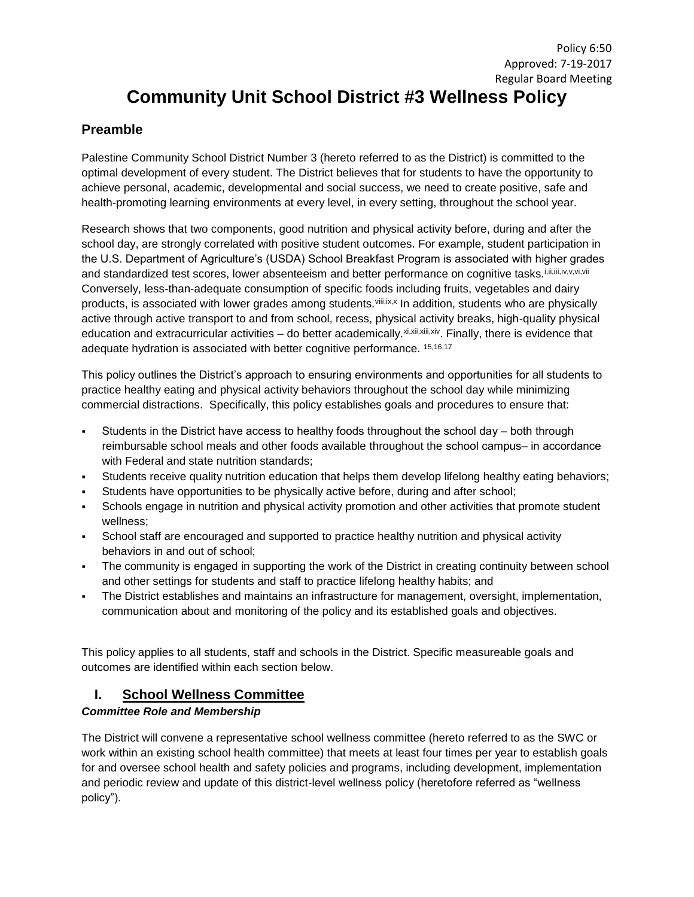Policy 6:50
Approved: 7-19-2017
Regular Board Meeting

# Community Unit School District #3 Wellness Policy

## Preamble

Palestine Community School District Number 3 (hereto referred to as the District) is committed to the optimal development of every student. The District believes that for students to have the opportunity to achieve personal, academic, developmental and social success, we need to create positive, safe and health-promoting learning environments at every level, in every setting, throughout the school year.

Research shows that two components, good nutrition and physical activity before, during and after the school day, are strongly correlated with positive student outcomes. For example, student participation in the U.S. Department of Agriculture's (USDA) School Breakfast Program is associated with higher grades and standardized test scores, lower absenteeism and better performance on cognitive tasks.[i,ii,iii,iv,v,vi,vii] Conversely, less-than-adequate consumption of specific foods including fruits, vegetables and dairy products, is associated with lower grades among students.[viii,ix,x] In addition, students who are physically active through active transport to and from school, recess, physical activity breaks, high-quality physical education and extracurricular activities – do better academically.[xi,xii,xiii,xiv]. Finally, there is evidence that adequate hydration is associated with better cognitive performance. [15,16,17]

This policy outlines the District's approach to ensuring environments and opportunities for all students to practice healthy eating and physical activity behaviors throughout the school day while minimizing commercial distractions. Specifically, this policy establishes goals and procedures to ensure that:

- Students in the District have access to healthy foods throughout the school day – both through reimbursable school meals and other foods available throughout the school campus– in accordance with Federal and state nutrition standards;
- Students receive quality nutrition education that helps them develop lifelong healthy eating behaviors;
- Students have opportunities to be physically active before, during and after school;
- Schools engage in nutrition and physical activity promotion and other activities that promote student wellness;
- School staff are encouraged and supported to practice healthy nutrition and physical activity behaviors in and out of school;
- The community is engaged in supporting the work of the District in creating continuity between school and other settings for students and staff to practice lifelong healthy habits; and
- The District establishes and maintains an infrastructure for management, oversight, implementation, communication about and monitoring of the policy and its established goals and objectives.

This policy applies to all students, staff and schools in the District. Specific measureable goals and outcomes are identified within each section below.

## I. School Wellness Committee

***Committee Role and Membership***

The District will convene a representative school wellness committee (hereto referred to as the SWC or work within an existing school health committee) that meets at least four times per year to establish goals for and oversee school health and safety policies and programs, including development, implementation and periodic review and update of this district-level wellness policy (heretofore referred as "wellness policy").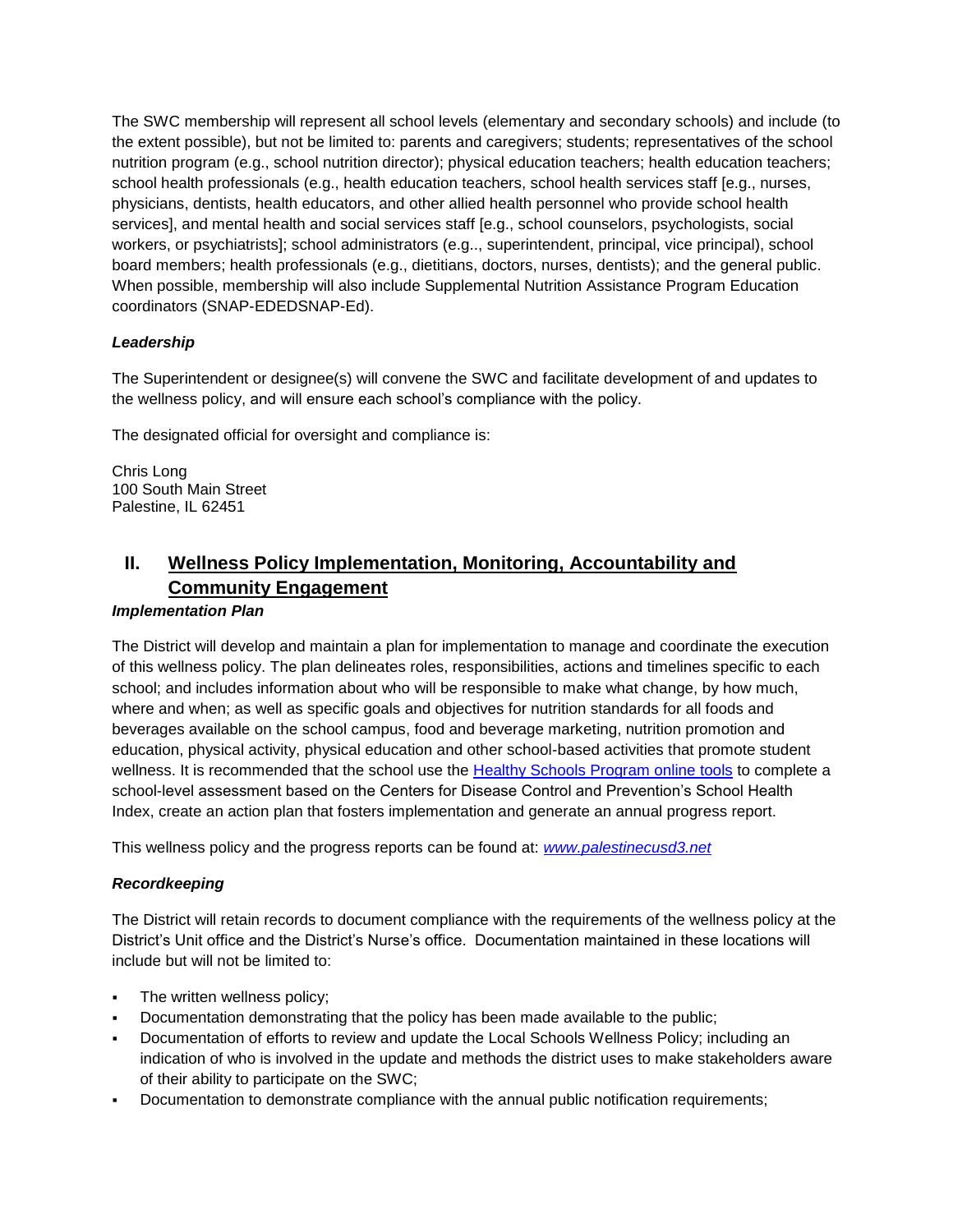The SWC membership will represent all school levels (elementary and secondary schools) and include (to the extent possible), but not be limited to: parents and caregivers; students; representatives of the school nutrition program (e.g., school nutrition director); physical education teachers; health education teachers; school health professionals (e.g., health education teachers, school health services staff [e.g., nurses, physicians, dentists, health educators, and other allied health personnel who provide school health services], and mental health and social services staff [e.g., school counselors, psychologists, social workers, or psychiatrists]; school administrators (e.g.., superintendent, principal, vice principal), school board members; health professionals (e.g., dietitians, doctors, nurses, dentists); and the general public. When possible, membership will also include Supplemental Nutrition Assistance Program Education coordinators (SNAP-EDEDSNAP-Ed).

***Leadership***

The Superintendent or designee(s) will convene the SWC and facilitate development of and updates to the wellness policy, and will ensure each school's compliance with the policy.

The designated official for oversight and compliance is:

Chris Long
100 South Main Street
Palestine, IL 62451

## II. Wellness Policy Implementation, Monitoring, Accountability and Community Engagement

***Implementation Plan***

The District will develop and maintain a plan for implementation to manage and coordinate the execution of this wellness policy. The plan delineates roles, responsibilities, actions and timelines specific to each school; and includes information about who will be responsible to make what change, by how much, where and when; as well as specific goals and objectives for nutrition standards for all foods and beverages available on the school campus, food and beverage marketing, nutrition promotion and education, physical activity, physical education and other school-based activities that promote student wellness. It is recommended that the school use the Healthy Schools Program online tools to complete a school-level assessment based on the Centers for Disease Control and Prevention's School Health Index, create an action plan that fosters implementation and generate an annual progress report.

This wellness policy and the progress reports can be found at: *www.palestinecusd3.net*

***Recordkeeping***

The District will retain records to document compliance with the requirements of the wellness policy at the District's Unit office and the District's Nurse's office. Documentation maintained in these locations will include but will not be limited to:

- The written wellness policy;
- Documentation demonstrating that the policy has been made available to the public;
- Documentation of efforts to review and update the Local Schools Wellness Policy; including an indication of who is involved in the update and methods the district uses to make stakeholders aware of their ability to participate on the SWC;
- Documentation to demonstrate compliance with the annual public notification requirements;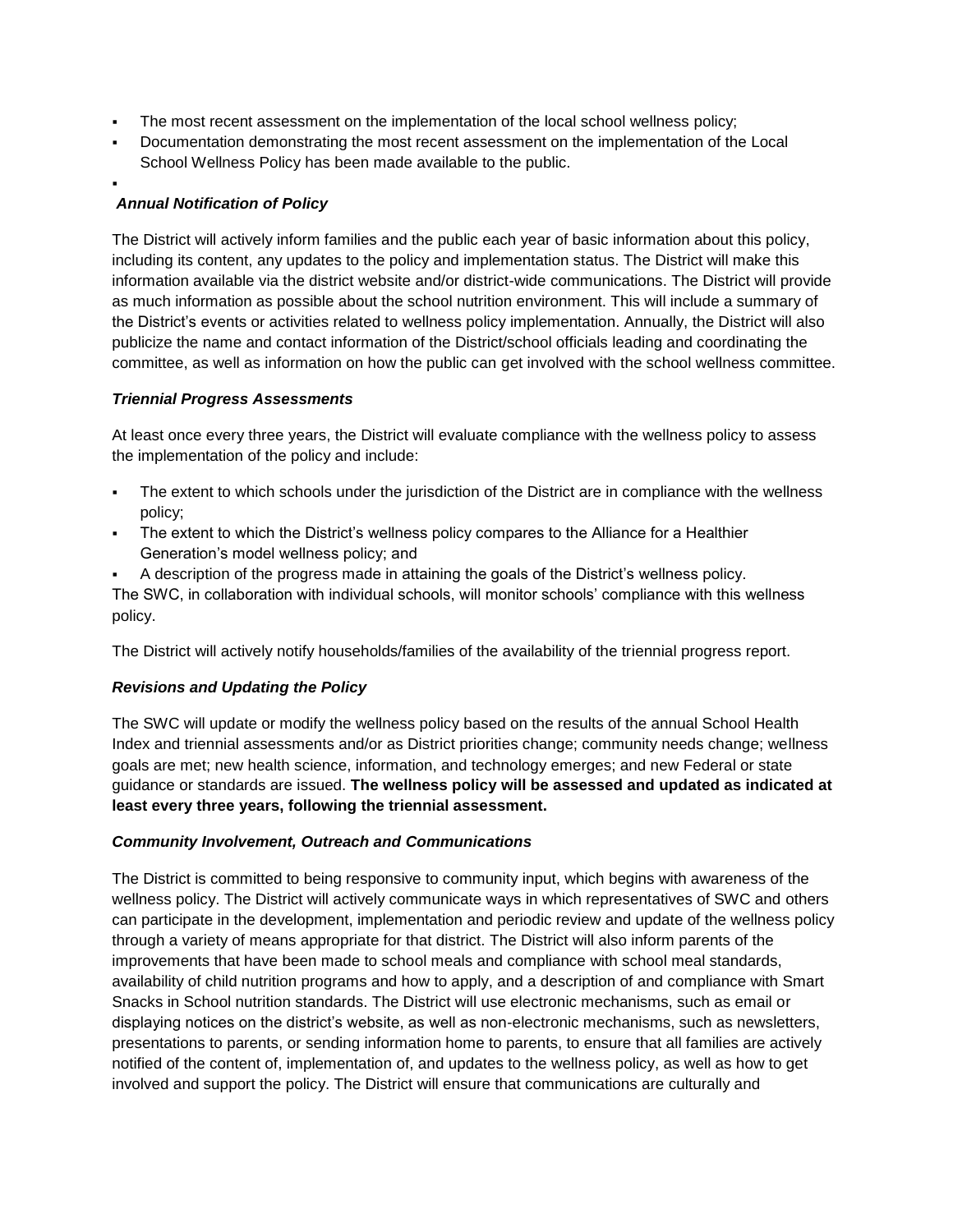- The most recent assessment on the implementation of the local school wellness policy;
- Documentation demonstrating the most recent assessment on the implementation of the Local School Wellness Policy has been made available to the public.
-

***Annual Notification of Policy***

The District will actively inform families and the public each year of basic information about this policy, including its content, any updates to the policy and implementation status. The District will make this information available via the district website and/or district-wide communications. The District will provide as much information as possible about the school nutrition environment. This will include a summary of the District's events or activities related to wellness policy implementation. Annually, the District will also publicize the name and contact information of the District/school officials leading and coordinating the committee, as well as information on how the public can get involved with the school wellness committee.

***Triennial Progress Assessments***

At least once every three years, the District will evaluate compliance with the wellness policy to assess the implementation of the policy and include:

- The extent to which schools under the jurisdiction of the District are in compliance with the wellness policy;
- The extent to which the District's wellness policy compares to the Alliance for a Healthier Generation's model wellness policy; and
- A description of the progress made in attaining the goals of the District's wellness policy.

The SWC, in collaboration with individual schools, will monitor schools' compliance with this wellness policy.

The District will actively notify households/families of the availability of the triennial progress report.

***Revisions and Updating the Policy***

The SWC will update or modify the wellness policy based on the results of the annual School Health Index and triennial assessments and/or as District priorities change; community needs change; wellness goals are met; new health science, information, and technology emerges; and new Federal or state guidance or standards are issued. **The wellness policy will be assessed and updated as indicated at least every three years, following the triennial assessment.**

***Community Involvement, Outreach and Communications***

The District is committed to being responsive to community input, which begins with awareness of the wellness policy. The District will actively communicate ways in which representatives of SWC and others can participate in the development, implementation and periodic review and update of the wellness policy through a variety of means appropriate for that district. The District will also inform parents of the improvements that have been made to school meals and compliance with school meal standards, availability of child nutrition programs and how to apply, and a description of and compliance with Smart Snacks in School nutrition standards. The District will use electronic mechanisms, such as email or displaying notices on the district's website, as well as non-electronic mechanisms, such as newsletters, presentations to parents, or sending information home to parents, to ensure that all families are actively notified of the content of, implementation of, and updates to the wellness policy, as well as how to get involved and support the policy. The District will ensure that communications are culturally and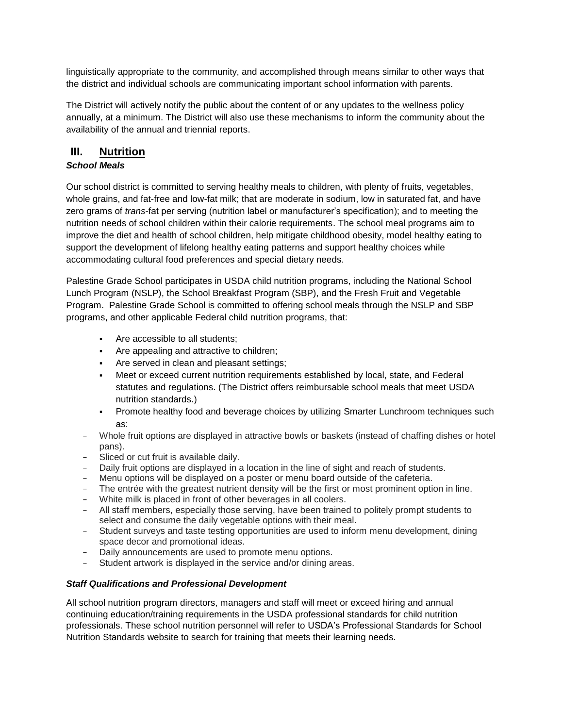linguistically appropriate to the community, and accomplished through means similar to other ways that the district and individual schools are communicating important school information with parents.

The District will actively notify the public about the content of or any updates to the wellness policy annually, at a minimum. The District will also use these mechanisms to inform the community about the availability of the annual and triennial reports.

## III. Nutrition

### *School Meals*

Our school district is committed to serving healthy meals to children, with plenty of fruits, vegetables, whole grains, and fat-free and low-fat milk; that are moderate in sodium, low in saturated fat, and have zero grams of *trans*-fat per serving (nutrition label or manufacturer's specification); and to meeting the nutrition needs of school children within their calorie requirements. The school meal programs aim to improve the diet and health of school children, help mitigate childhood obesity, model healthy eating to support the development of lifelong healthy eating patterns and support healthy choices while accommodating cultural food preferences and special dietary needs.

Palestine Grade School participates in USDA child nutrition programs, including the National School Lunch Program (NSLP), the School Breakfast Program (SBP), and the Fresh Fruit and Vegetable Program. Palestine Grade School is committed to offering school meals through the NSLP and SBP programs, and other applicable Federal child nutrition programs, that:

- Are accessible to all students;
- Are appealing and attractive to children;
- Are served in clean and pleasant settings;
- Meet or exceed current nutrition requirements established by local, state, and Federal statutes and regulations. (The District offers reimbursable school meals that meet USDA nutrition standards.)
- Promote healthy food and beverage choices by utilizing Smarter Lunchroom techniques such as:

- Whole fruit options are displayed in attractive bowls or baskets (instead of chaffing dishes or hotel pans).
- Sliced or cut fruit is available daily.
- Daily fruit options are displayed in a location in the line of sight and reach of students.
- Menu options will be displayed on a poster or menu board outside of the cafeteria.
- The entrée with the greatest nutrient density will be the first or most prominent option in line.
- White milk is placed in front of other beverages in all coolers.
- All staff members, especially those serving, have been trained to politely prompt students to select and consume the daily vegetable options with their meal.
- Student surveys and taste testing opportunities are used to inform menu development, dining space decor and promotional ideas.
- Daily announcements are used to promote menu options.
- Student artwork is displayed in the service and/or dining areas.

### *Staff Qualifications and Professional Development*

All school nutrition program directors, managers and staff will meet or exceed hiring and annual continuing education/training requirements in the USDA professional standards for child nutrition professionals. These school nutrition personnel will refer to USDA's Professional Standards for School Nutrition Standards website to search for training that meets their learning needs.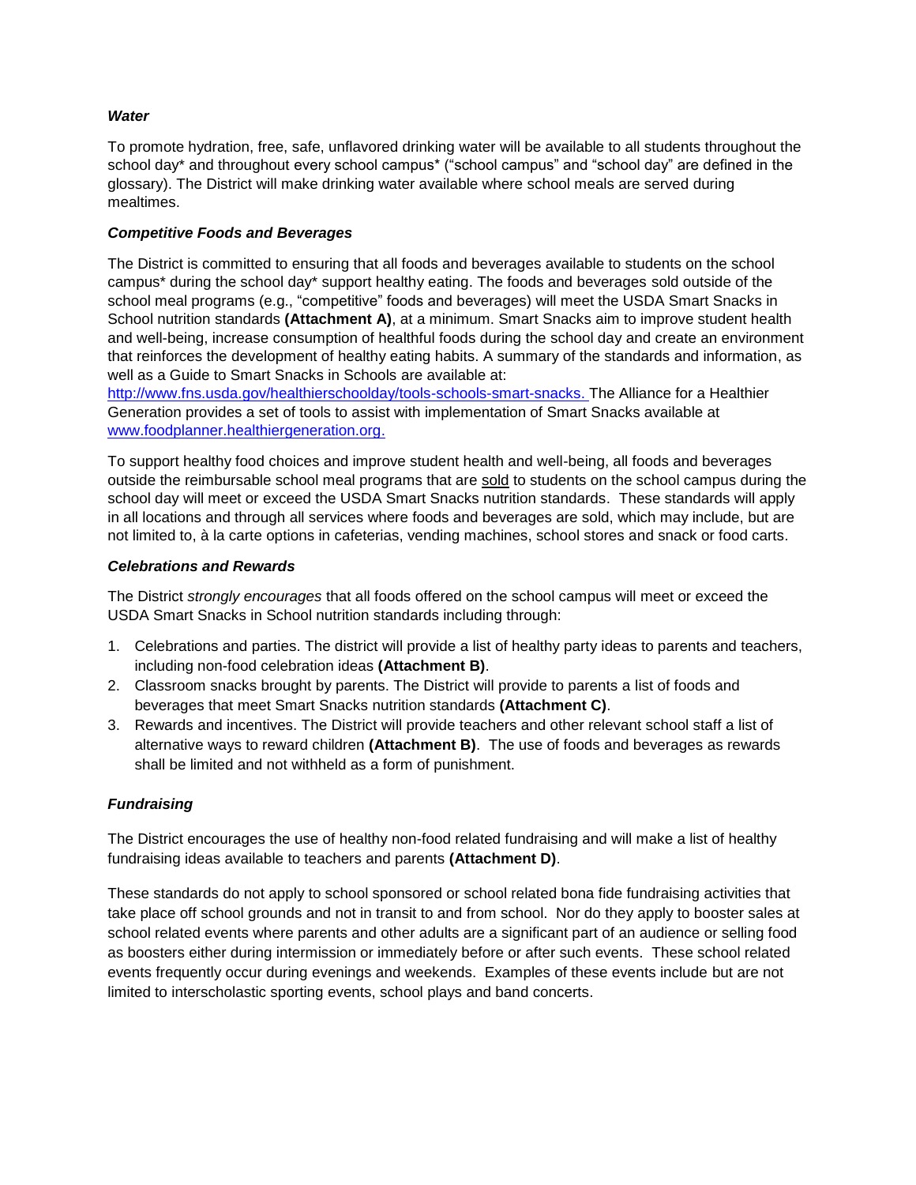***Water***

To promote hydration, free, safe, unflavored drinking water will be available to all students throughout the school day* and throughout every school campus* ("school campus" and "school day" are defined in the glossary). The District will make drinking water available where school meals are served during mealtimes.

***Competitive Foods and Beverages***

The District is committed to ensuring that all foods and beverages available to students on the school campus* during the school day* support healthy eating. The foods and beverages sold outside of the school meal programs (e.g., "competitive" foods and beverages) will meet the USDA Smart Snacks in School nutrition standards **(Attachment A)**, at a minimum. Smart Snacks aim to improve student health and well-being, increase consumption of healthful foods during the school day and create an environment that reinforces the development of healthy eating habits. A summary of the standards and information, as well as a Guide to Smart Snacks in Schools are available at: [http://www.fns.usda.gov/healthierschoolday/tools-schools-smart-snacks.](http://www.fns.usda.gov/healthierschoolday/tools-schools-smart-snacks) The Alliance for a Healthier Generation provides a set of tools to assist with implementation of Smart Snacks available at [www.foodplanner.healthiergeneration.org.](http://www.foodplanner.healthiergeneration.org)

To support healthy food choices and improve student health and well-being, all foods and beverages outside the reimbursable school meal programs that are <u>sold</u> to students on the school campus during the school day will meet or exceed the USDA Smart Snacks nutrition standards. These standards will apply in all locations and through all services where foods and beverages are sold, which may include, but are not limited to, à la carte options in cafeterias, vending machines, school stores and snack or food carts.

***Celebrations and Rewards***

The District *strongly encourages* that all foods offered on the school campus will meet or exceed the USDA Smart Snacks in School nutrition standards including through:

1. Celebrations and parties. The district will provide a list of healthy party ideas to parents and teachers, including non-food celebration ideas **(Attachment B)**.
2. Classroom snacks brought by parents. The District will provide to parents a list of foods and beverages that meet Smart Snacks nutrition standards **(Attachment C)**.
3. Rewards and incentives. The District will provide teachers and other relevant school staff a list of alternative ways to reward children **(Attachment B)**. The use of foods and beverages as rewards shall be limited and not withheld as a form of punishment.

***Fundraising***

The District encourages the use of healthy non-food related fundraising and will make a list of healthy fundraising ideas available to teachers and parents **(Attachment D)**.

These standards do not apply to school sponsored or school related bona fide fundraising activities that take place off school grounds and not in transit to and from school. Nor do they apply to booster sales at school related events where parents and other adults are a significant part of an audience or selling food as boosters either during intermission or immediately before or after such events. These school related events frequently occur during evenings and weekends. Examples of these events include but are not limited to interscholastic sporting events, school plays and band concerts.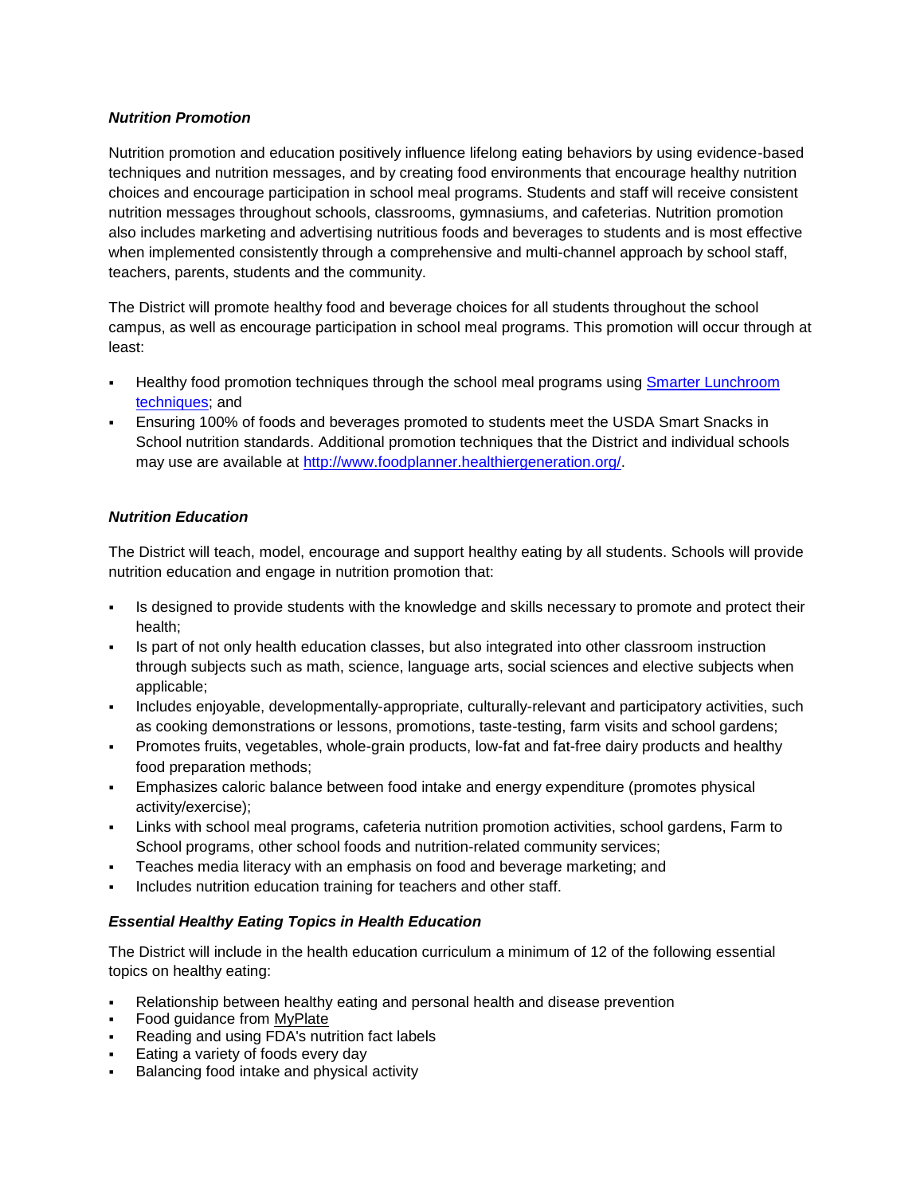### *Nutrition Promotion*

Nutrition promotion and education positively influence lifelong eating behaviors by using evidence-based techniques and nutrition messages, and by creating food environments that encourage healthy nutrition choices and encourage participation in school meal programs. Students and staff will receive consistent nutrition messages throughout schools, classrooms, gymnasiums, and cafeterias. Nutrition promotion also includes marketing and advertising nutritious foods and beverages to students and is most effective when implemented consistently through a comprehensive and multi-channel approach by school staff, teachers, parents, students and the community.

The District will promote healthy food and beverage choices for all students throughout the school campus, as well as encourage participation in school meal programs. This promotion will occur through at least:

- Healthy food promotion techniques through the school meal programs using [Smarter Lunchroom techniques](); and
- Ensuring 100% of foods and beverages promoted to students meet the USDA Smart Snacks in School nutrition standards. Additional promotion techniques that the District and individual schools may use are available at [http://www.foodplanner.healthiergeneration.org/](http://www.foodplanner.healthiergeneration.org/).

### *Nutrition Education*

The District will teach, model, encourage and support healthy eating by all students. Schools will provide nutrition education and engage in nutrition promotion that:

- Is designed to provide students with the knowledge and skills necessary to promote and protect their health;
- Is part of not only health education classes, but also integrated into other classroom instruction through subjects such as math, science, language arts, social sciences and elective subjects when applicable;
- Includes enjoyable, developmentally-appropriate, culturally-relevant and participatory activities, such as cooking demonstrations or lessons, promotions, taste-testing, farm visits and school gardens;
- Promotes fruits, vegetables, whole-grain products, low-fat and fat-free dairy products and healthy food preparation methods;
- Emphasizes caloric balance between food intake and energy expenditure (promotes physical activity/exercise);
- Links with school meal programs, cafeteria nutrition promotion activities, school gardens, Farm to School programs, other school foods and nutrition-related community services;
- Teaches media literacy with an emphasis on food and beverage marketing; and
- Includes nutrition education training for teachers and other staff.

### *Essential Healthy Eating Topics in Health Education*

The District will include in the health education curriculum a minimum of 12 of the following essential topics on healthy eating:

- Relationship between healthy eating and personal health and disease prevention
- Food guidance from MyPlate
- Reading and using FDA's nutrition fact labels
- Eating a variety of foods every day
- Balancing food intake and physical activity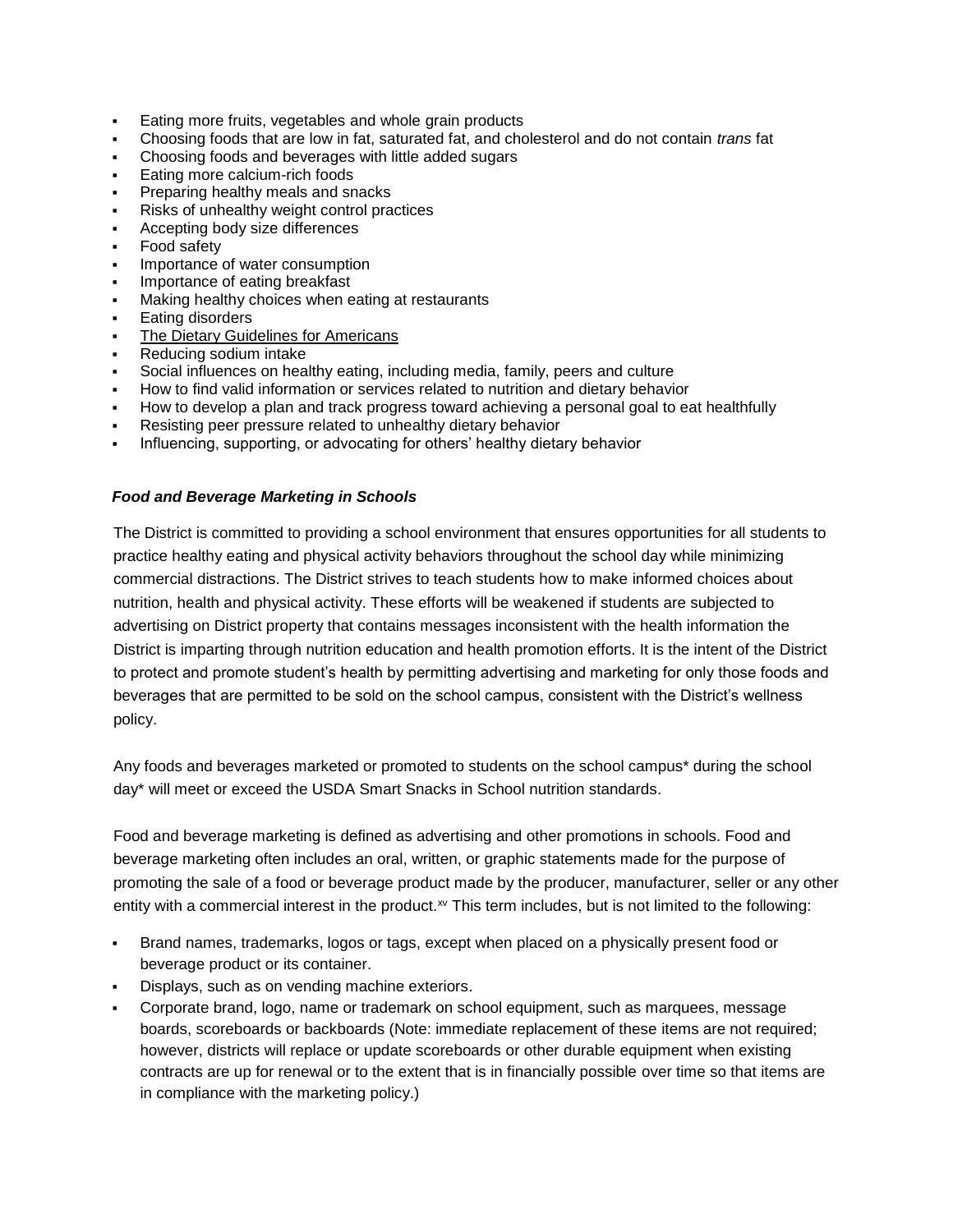- Eating more fruits, vegetables and whole grain products
- Choosing foods that are low in fat, saturated fat, and cholesterol and do not contain *trans* fat
- Choosing foods and beverages with little added sugars
- Eating more calcium-rich foods
- Preparing healthy meals and snacks
- Risks of unhealthy weight control practices
- Accepting body size differences
- Food safety
- Importance of water consumption
- Importance of eating breakfast
- Making healthy choices when eating at restaurants
- Eating disorders
- The Dietary Guidelines for Americans
- Reducing sodium intake
- Social influences on healthy eating, including media, family, peers and culture
- How to find valid information or services related to nutrition and dietary behavior
- How to develop a plan and track progress toward achieving a personal goal to eat healthfully
- Resisting peer pressure related to unhealthy dietary behavior
- Influencing, supporting, or advocating for others' healthy dietary behavior

***Food and Beverage Marketing in Schools***

The District is committed to providing a school environment that ensures opportunities for all students to practice healthy eating and physical activity behaviors throughout the school day while minimizing commercial distractions. The District strives to teach students how to make informed choices about nutrition, health and physical activity. These efforts will be weakened if students are subjected to advertising on District property that contains messages inconsistent with the health information the District is imparting through nutrition education and health promotion efforts. It is the intent of the District to protect and promote student's health by permitting advertising and marketing for only those foods and beverages that are permitted to be sold on the school campus, consistent with the District's wellness policy.

Any foods and beverages marketed or promoted to students on the school campus* during the school day* will meet or exceed the USDA Smart Snacks in School nutrition standards.

Food and beverage marketing is defined as advertising and other promotions in schools. Food and beverage marketing often includes an oral, written, or graphic statements made for the purpose of promoting the sale of a food or beverage product made by the producer, manufacturer, seller or any other entity with a commercial interest in the product.[xv] This term includes, but is not limited to the following:

- Brand names, trademarks, logos or tags, except when placed on a physically present food or beverage product or its container.
- Displays, such as on vending machine exteriors.
- Corporate brand, logo, name or trademark on school equipment, such as marquees, message boards, scoreboards or backboards (Note: immediate replacement of these items are not required; however, districts will replace or update scoreboards or other durable equipment when existing contracts are up for renewal or to the extent that is in financially possible over time so that items are in compliance with the marketing policy.)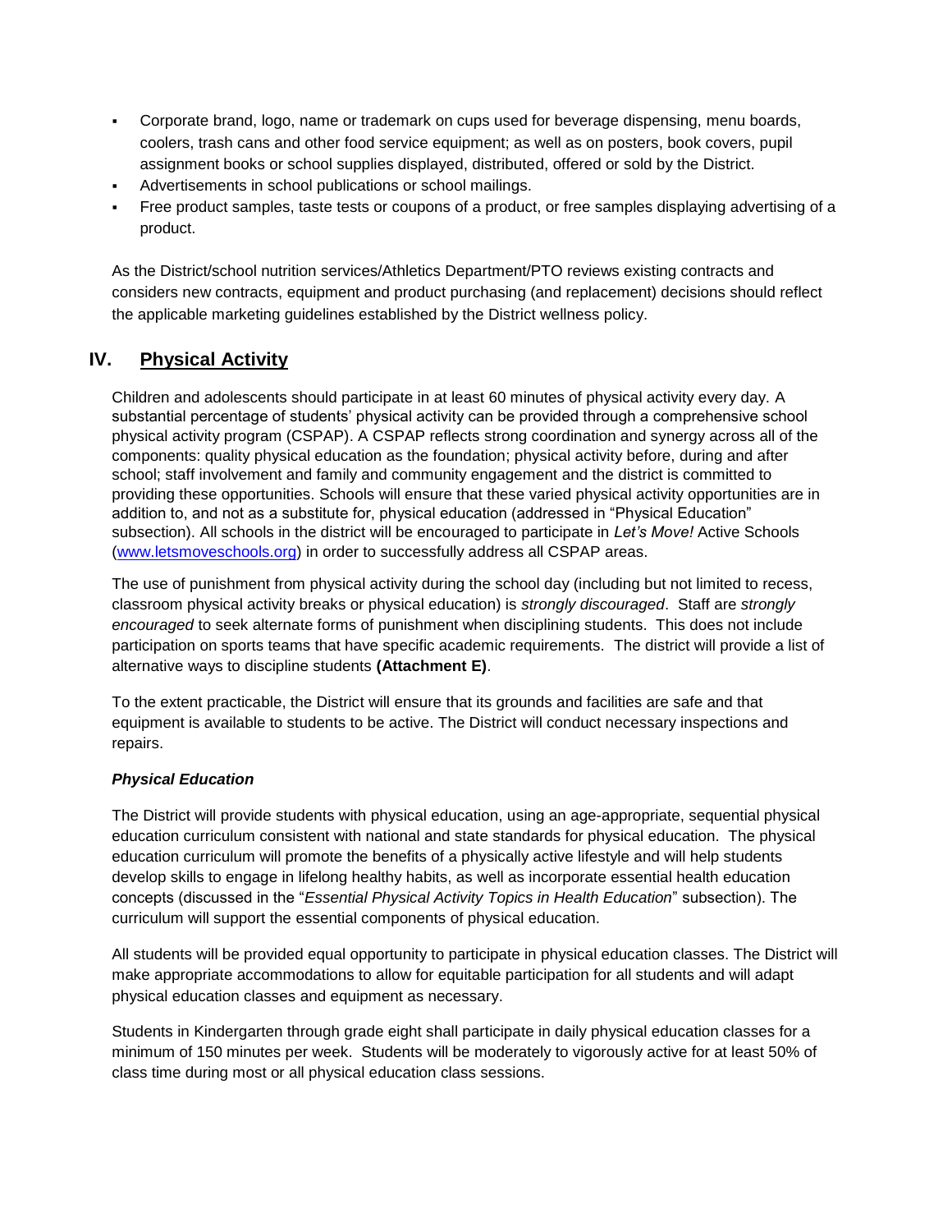- Corporate brand, logo, name or trademark on cups used for beverage dispensing, menu boards, coolers, trash cans and other food service equipment; as well as on posters, book covers, pupil assignment books or school supplies displayed, distributed, offered or sold by the District.
- Advertisements in school publications or school mailings.
- Free product samples, taste tests or coupons of a product, or free samples displaying advertising of a product.

As the District/school nutrition services/Athletics Department/PTO reviews existing contracts and considers new contracts, equipment and product purchasing (and replacement) decisions should reflect the applicable marketing guidelines established by the District wellness policy.

## IV. Physical Activity

Children and adolescents should participate in at least 60 minutes of physical activity every day. A substantial percentage of students' physical activity can be provided through a comprehensive school physical activity program (CSPAP). A CSPAP reflects strong coordination and synergy across all of the components: quality physical education as the foundation; physical activity before, during and after school; staff involvement and family and community engagement and the district is committed to providing these opportunities. Schools will ensure that these varied physical activity opportunities are in addition to, and not as a substitute for, physical education (addressed in "Physical Education" subsection). All schools in the district will be encouraged to participate in *Let's Move!* Active Schools ([www.letsmoveschools.org](http://www.letsmoveschools.org)) in order to successfully address all CSPAP areas.

The use of punishment from physical activity during the school day (including but not limited to recess, classroom physical activity breaks or physical education) is *strongly discouraged*. Staff are *strongly encouraged* to seek alternate forms of punishment when disciplining students. This does not include participation on sports teams that have specific academic requirements. The district will provide a list of alternative ways to discipline students **(Attachment E)**.

To the extent practicable, the District will ensure that its grounds and facilities are safe and that equipment is available to students to be active. The District will conduct necessary inspections and repairs.

### *Physical Education*

The District will provide students with physical education, using an age-appropriate, sequential physical education curriculum consistent with national and state standards for physical education. The physical education curriculum will promote the benefits of a physically active lifestyle and will help students develop skills to engage in lifelong healthy habits, as well as incorporate essential health education concepts (discussed in the "*Essential Physical Activity Topics in Health Education*" subsection). The curriculum will support the essential components of physical education.

All students will be provided equal opportunity to participate in physical education classes. The District will make appropriate accommodations to allow for equitable participation for all students and will adapt physical education classes and equipment as necessary.

Students in Kindergarten through grade eight shall participate in daily physical education classes for a minimum of 150 minutes per week. Students will be moderately to vigorously active for at least 50% of class time during most or all physical education class sessions.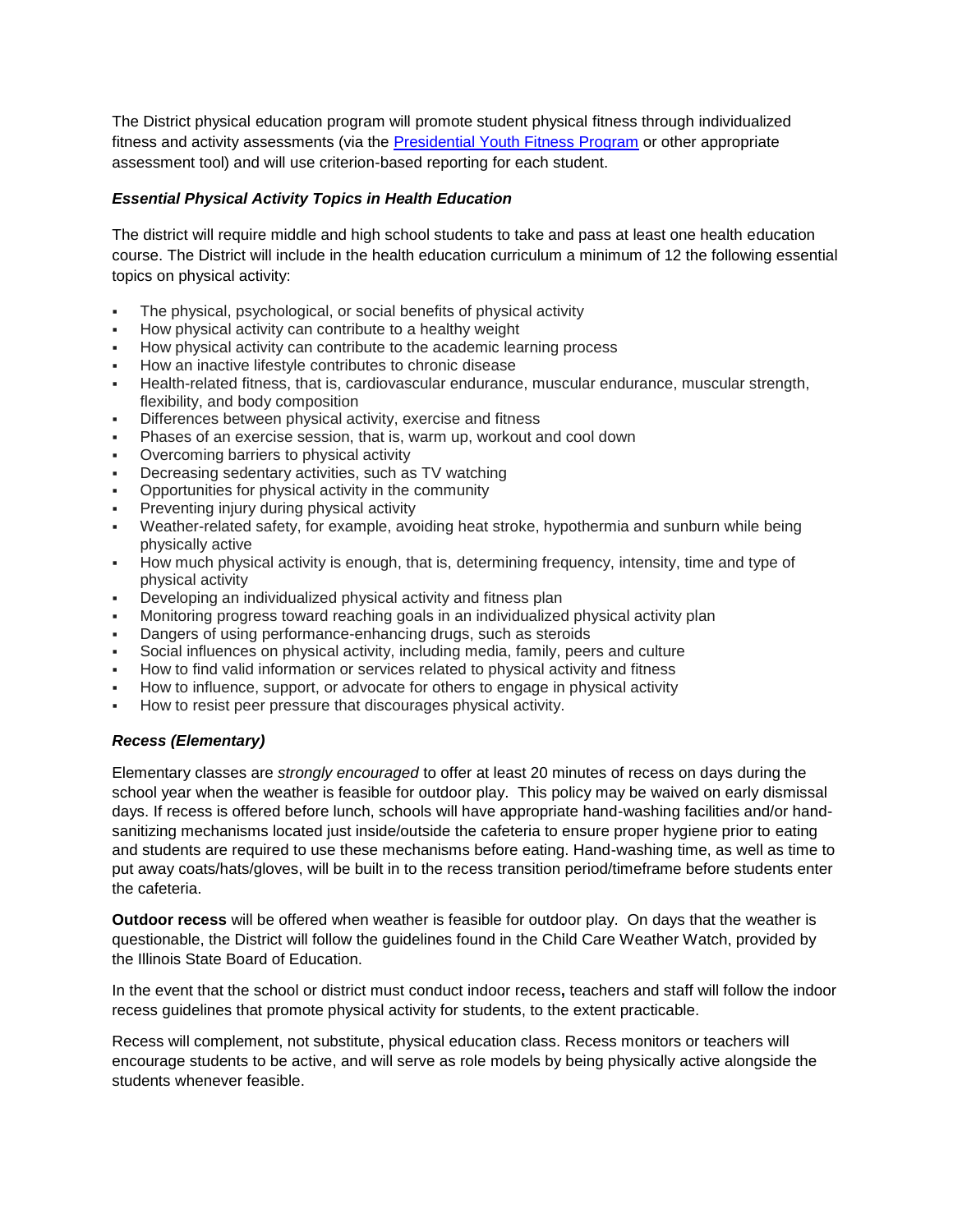The District physical education program will promote student physical fitness through individualized fitness and activity assessments (via the [Presidential Youth Fitness Program]() or other appropriate assessment tool) and will use criterion-based reporting for each student.

### *Essential Physical Activity Topics in Health Education*

The district will require middle and high school students to take and pass at least one health education course. The District will include in the health education curriculum a minimum of 12 the following essential topics on physical activity:

- The physical, psychological, or social benefits of physical activity
- How physical activity can contribute to a healthy weight
- How physical activity can contribute to the academic learning process
- How an inactive lifestyle contributes to chronic disease
- Health-related fitness, that is, cardiovascular endurance, muscular endurance, muscular strength, flexibility, and body composition
- Differences between physical activity, exercise and fitness
- Phases of an exercise session, that is, warm up, workout and cool down
- Overcoming barriers to physical activity
- Decreasing sedentary activities, such as TV watching
- Opportunities for physical activity in the community
- Preventing injury during physical activity
- Weather-related safety, for example, avoiding heat stroke, hypothermia and sunburn while being physically active
- How much physical activity is enough, that is, determining frequency, intensity, time and type of physical activity
- Developing an individualized physical activity and fitness plan
- Monitoring progress toward reaching goals in an individualized physical activity plan
- Dangers of using performance-enhancing drugs, such as steroids
- Social influences on physical activity, including media, family, peers and culture
- How to find valid information or services related to physical activity and fitness
- How to influence, support, or advocate for others to engage in physical activity
- How to resist peer pressure that discourages physical activity.

### *Recess (Elementary)*

Elementary classes are *strongly encouraged* to offer at least 20 minutes of recess on days during the school year when the weather is feasible for outdoor play. This policy may be waived on early dismissal days. If recess is offered before lunch, schools will have appropriate hand-washing facilities and/or hand-sanitizing mechanisms located just inside/outside the cafeteria to ensure proper hygiene prior to eating and students are required to use these mechanisms before eating. Hand-washing time, as well as time to put away coats/hats/gloves, will be built in to the recess transition period/timeframe before students enter the cafeteria.

**Outdoor recess** will be offered when weather is feasible for outdoor play. On days that the weather is questionable, the District will follow the guidelines found in the Child Care Weather Watch, provided by the Illinois State Board of Education.

In the event that the school or district must conduct indoor recess**,** teachers and staff will follow the indoor recess guidelines that promote physical activity for students, to the extent practicable.

Recess will complement, not substitute, physical education class. Recess monitors or teachers will encourage students to be active, and will serve as role models by being physically active alongside the students whenever feasible.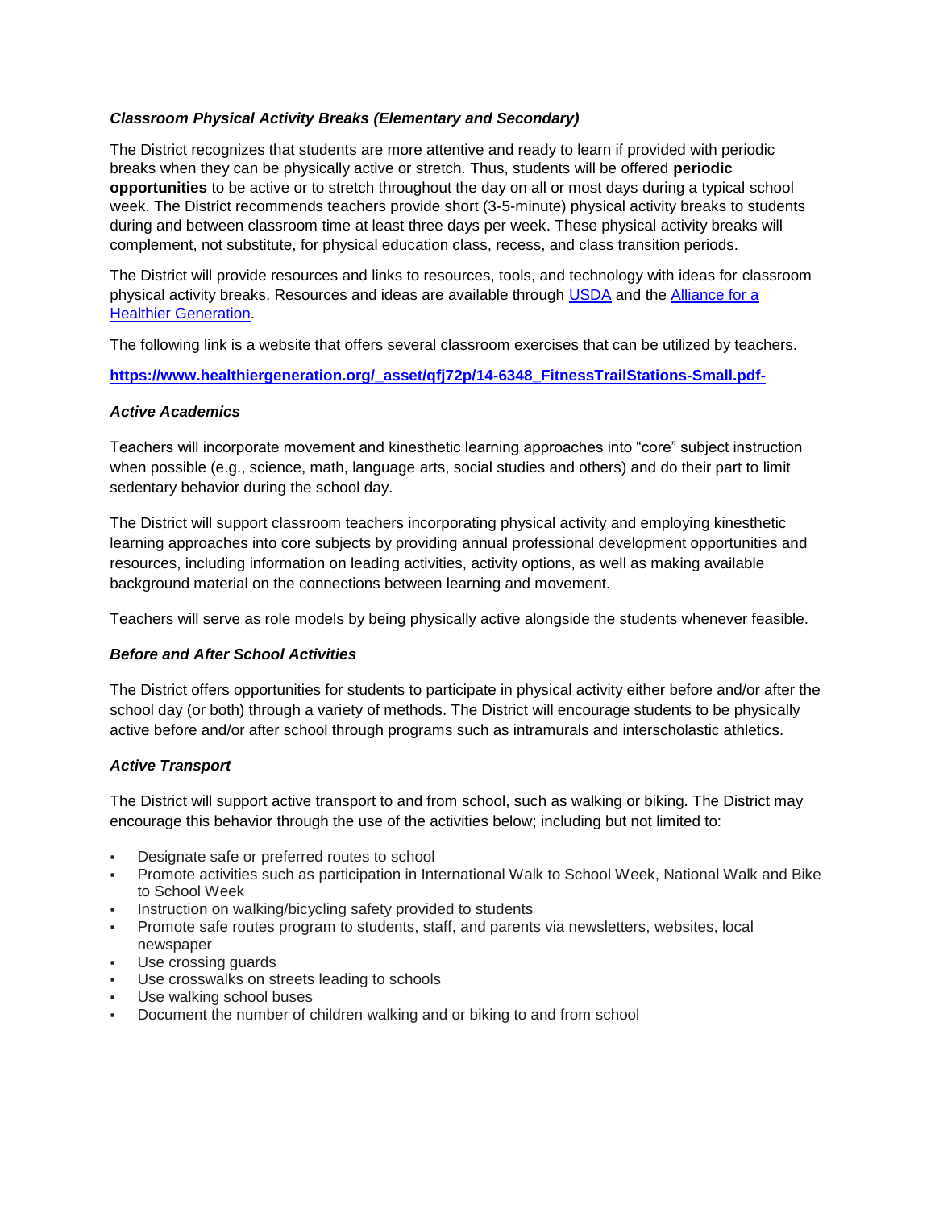### *Classroom Physical Activity Breaks (Elementary and Secondary)*

The District recognizes that students are more attentive and ready to learn if provided with periodic breaks when they can be physically active or stretch. Thus, students will be offered **periodic opportunities** to be active or to stretch throughout the day on all or most days during a typical school week. The District recommends teachers provide short (3-5-minute) physical activity breaks to students during and between classroom time at least three days per week. These physical activity breaks will complement, not substitute, for physical education class, recess, and class transition periods.

The District will provide resources and links to resources, tools, and technology with ideas for classroom physical activity breaks. Resources and ideas are available through [USDA]() and the [Alliance for a Healthier Generation]().

The following link is a website that offers several classroom exercises that can be utilized by teachers.

**https://www.healthiergeneration.org/_asset/qfj72p/14-6348_FitnessTrailStations-Small.pdf-**

### *Active Academics*

Teachers will incorporate movement and kinesthetic learning approaches into "core" subject instruction when possible (e.g., science, math, language arts, social studies and others) and do their part to limit sedentary behavior during the school day.

The District will support classroom teachers incorporating physical activity and employing kinesthetic learning approaches into core subjects by providing annual professional development opportunities and resources, including information on leading activities, activity options, as well as making available background material on the connections between learning and movement.

Teachers will serve as role models by being physically active alongside the students whenever feasible.

### *Before and After School Activities*

The District offers opportunities for students to participate in physical activity either before and/or after the school day (or both) through a variety of methods. The District will encourage students to be physically active before and/or after school through programs such as intramurals and interscholastic athletics.

### *Active Transport*

The District will support active transport to and from school, such as walking or biking. The District may encourage this behavior through the use of the activities below; including but not limited to:

- Designate safe or preferred routes to school
- Promote activities such as participation in International Walk to School Week, National Walk and Bike to School Week
- Instruction on walking/bicycling safety provided to students
- Promote safe routes program to students, staff, and parents via newsletters, websites, local newspaper
- Use crossing guards
- Use crosswalks on streets leading to schools
- Use walking school buses
- Document the number of children walking and or biking to and from school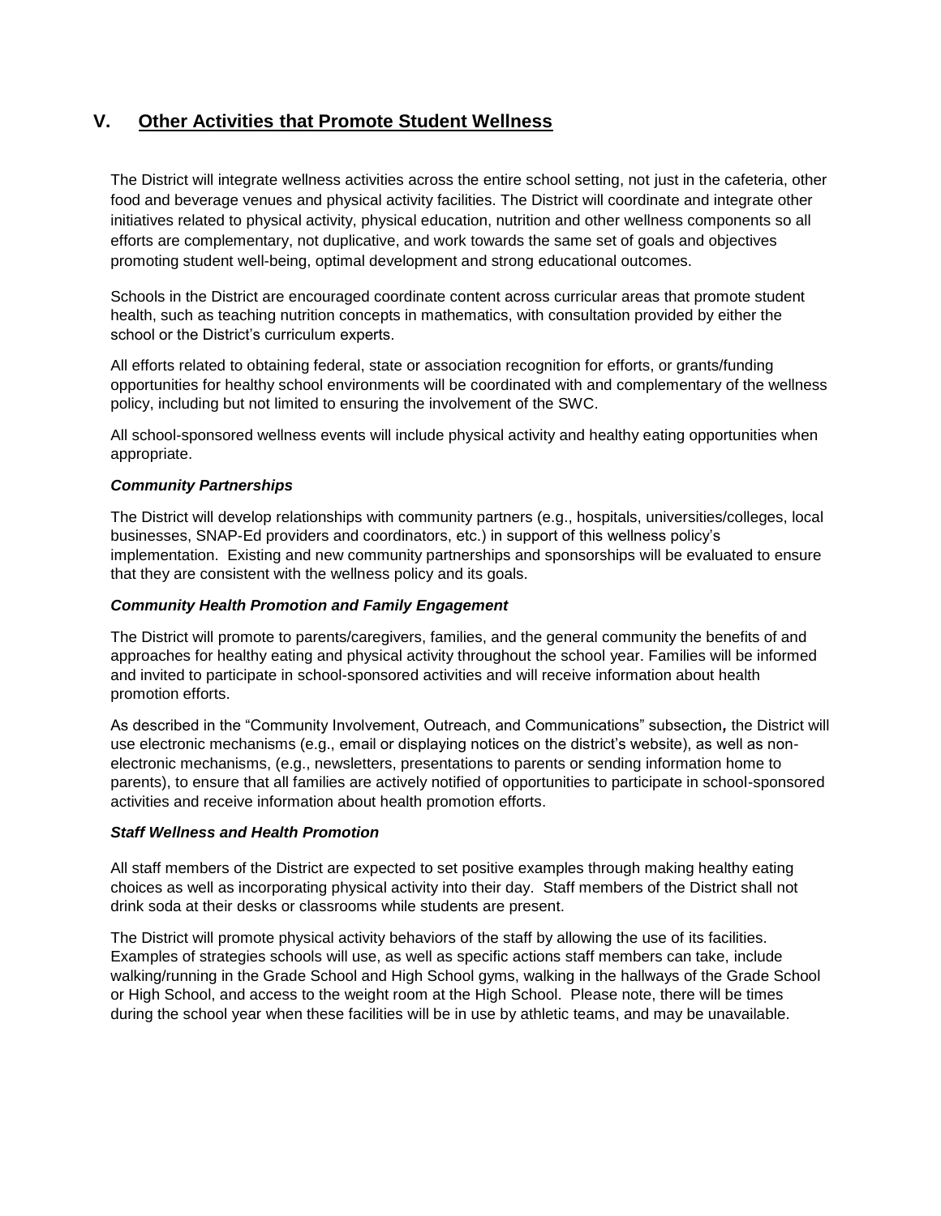## V. Other Activities that Promote Student Wellness

The District will integrate wellness activities across the entire school setting, not just in the cafeteria, other food and beverage venues and physical activity facilities. The District will coordinate and integrate other initiatives related to physical activity, physical education, nutrition and other wellness components so all efforts are complementary, not duplicative, and work towards the same set of goals and objectives promoting student well-being, optimal development and strong educational outcomes.

Schools in the District are encouraged coordinate content across curricular areas that promote student health, such as teaching nutrition concepts in mathematics, with consultation provided by either the school or the District's curriculum experts.

All efforts related to obtaining federal, state or association recognition for efforts, or grants/funding opportunities for healthy school environments will be coordinated with and complementary of the wellness policy, including but not limited to ensuring the involvement of the SWC.

All school-sponsored wellness events will include physical activity and healthy eating opportunities when appropriate.

***Community Partnerships***

The District will develop relationships with community partners (e.g., hospitals, universities/colleges, local businesses, SNAP-Ed providers and coordinators, etc.) in support of this wellness policy's implementation. Existing and new community partnerships and sponsorships will be evaluated to ensure that they are consistent with the wellness policy and its goals.

***Community Health Promotion and Family Engagement***

The District will promote to parents/caregivers, families, and the general community the benefits of and approaches for healthy eating and physical activity throughout the school year. Families will be informed and invited to participate in school-sponsored activities and will receive information about health promotion efforts.

As described in the "Community Involvement, Outreach, and Communications" subsection*,* the District will use electronic mechanisms (e.g., email or displaying notices on the district's website), as well as non-electronic mechanisms, (e.g., newsletters, presentations to parents or sending information home to parents), to ensure that all families are actively notified of opportunities to participate in school-sponsored activities and receive information about health promotion efforts.

***Staff Wellness and Health Promotion***

All staff members of the District are expected to set positive examples through making healthy eating choices as well as incorporating physical activity into their day. Staff members of the District shall not drink soda at their desks or classrooms while students are present.

The District will promote physical activity behaviors of the staff by allowing the use of its facilities. Examples of strategies schools will use, as well as specific actions staff members can take, include walking/running in the Grade School and High School gyms, walking in the hallways of the Grade School or High School, and access to the weight room at the High School. Please note, there will be times during the school year when these facilities will be in use by athletic teams, and may be unavailable.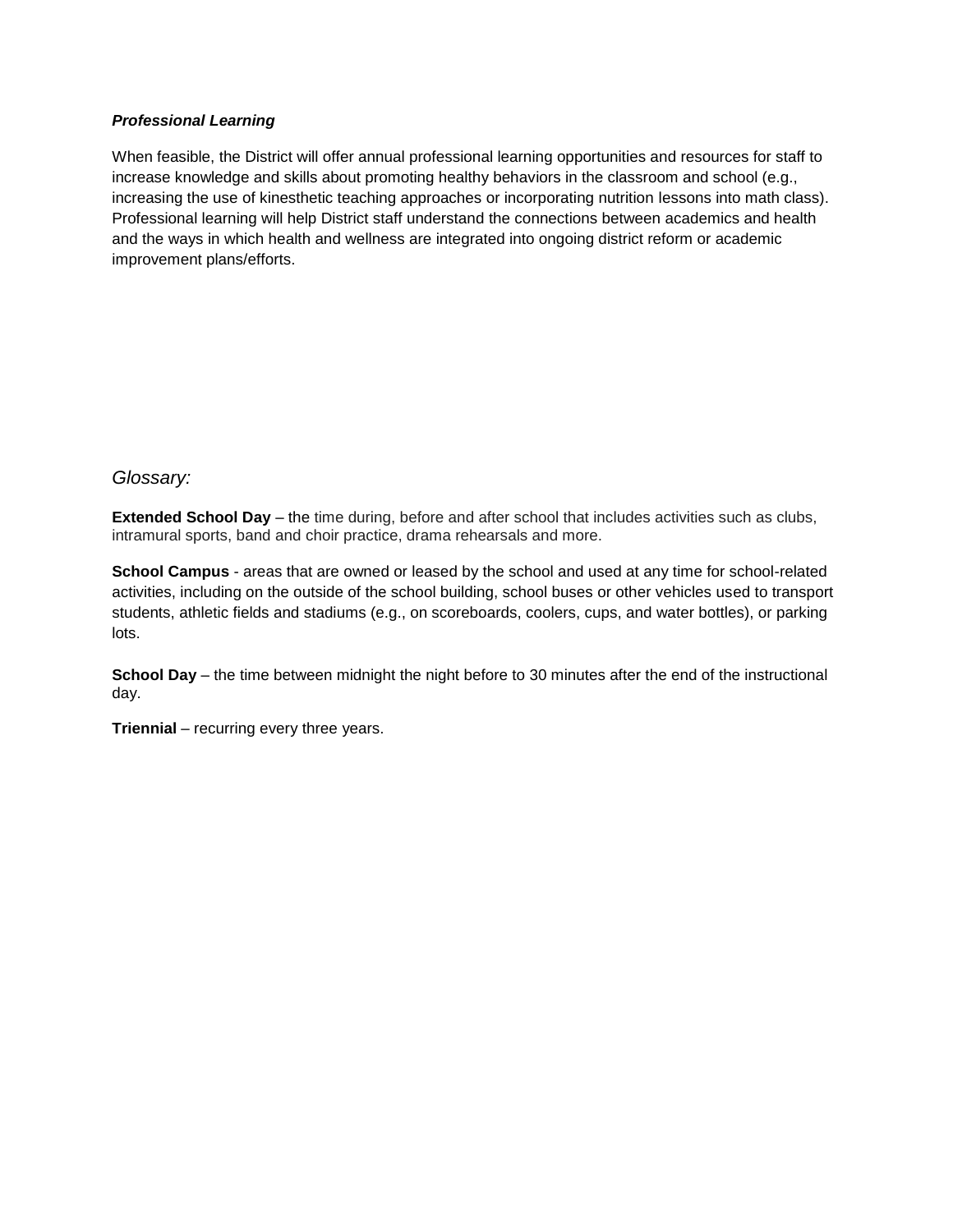***Professional Learning***

When feasible, the District will offer annual professional learning opportunities and resources for staff to increase knowledge and skills about promoting healthy behaviors in the classroom and school (e.g., increasing the use of kinesthetic teaching approaches or incorporating nutrition lessons into math class). Professional learning will help District staff understand the connections between academics and health and the ways in which health and wellness are integrated into ongoing district reform or academic improvement plans/efforts.

*Glossary:*

**Extended School Day** – the time during, before and after school that includes activities such as clubs, intramural sports, band and choir practice, drama rehearsals and more.

**School Campus** - areas that are owned or leased by the school and used at any time for school-related activities, including on the outside of the school building, school buses or other vehicles used to transport students, athletic fields and stadiums (e.g., on scoreboards, coolers, cups, and water bottles), or parking lots.

**School Day** – the time between midnight the night before to 30 minutes after the end of the instructional day.

**Triennial** – recurring every three years.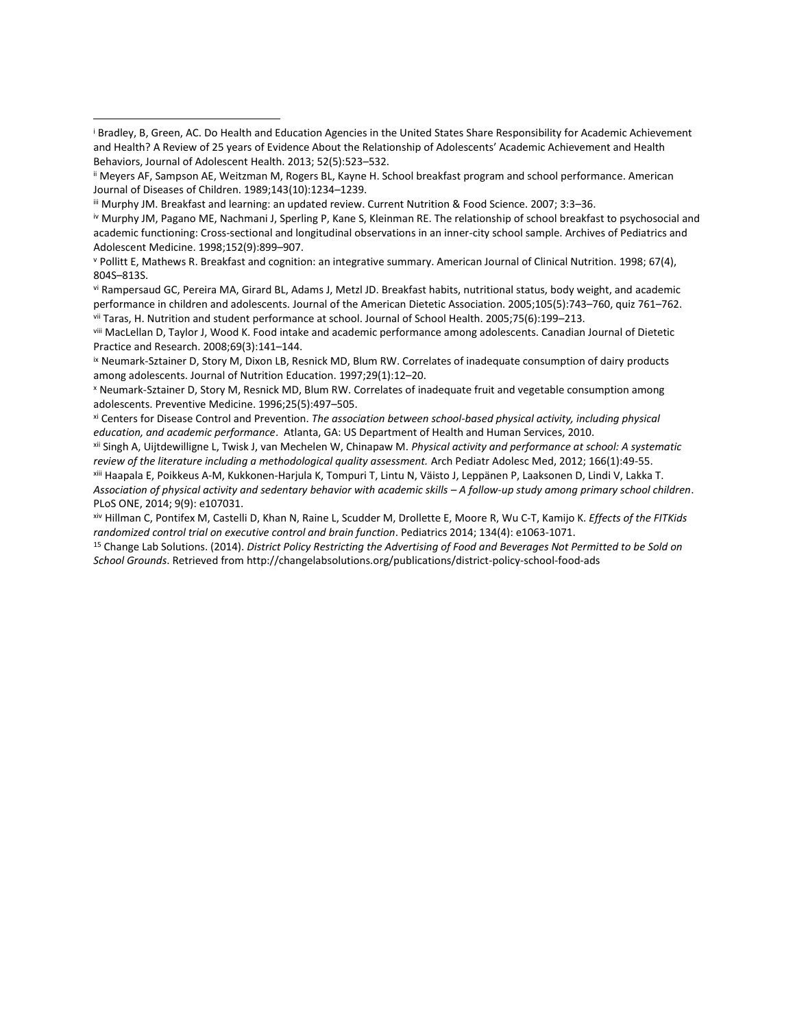[i] Bradley, B, Green, AC. Do Health and Education Agencies in the United States Share Responsibility for Academic Achievement and Health? A Review of 25 years of Evidence About the Relationship of Adolescents' Academic Achievement and Health Behaviors, Journal of Adolescent Health. 2013; 52(5):523–532.

[ii] Meyers AF, Sampson AE, Weitzman M, Rogers BL, Kayne H. School breakfast program and school performance. American Journal of Diseases of Children. 1989;143(10):1234–1239.

[iii] Murphy JM. Breakfast and learning: an updated review. Current Nutrition & Food Science. 2007; 3:3–36.

[iv] Murphy JM, Pagano ME, Nachmani J, Sperling P, Kane S, Kleinman RE. The relationship of school breakfast to psychosocial and academic functioning: Cross-sectional and longitudinal observations in an inner-city school sample. Archives of Pediatrics and Adolescent Medicine. 1998;152(9):899–907.

[v] Pollitt E, Mathews R. Breakfast and cognition: an integrative summary. American Journal of Clinical Nutrition. 1998; 67(4), 804S–813S.

[vi] Rampersaud GC, Pereira MA, Girard BL, Adams J, Metzl JD. Breakfast habits, nutritional status, body weight, and academic performance in children and adolescents. Journal of the American Dietetic Association. 2005;105(5):743–760, quiz 761–762.

[vii] Taras, H. Nutrition and student performance at school. Journal of School Health. 2005;75(6):199–213.

[viii] MacLellan D, Taylor J, Wood K. Food intake and academic performance among adolescents. Canadian Journal of Dietetic Practice and Research. 2008;69(3):141–144.

[ix] Neumark-Sztainer D, Story M, Dixon LB, Resnick MD, Blum RW. Correlates of inadequate consumption of dairy products among adolescents. Journal of Nutrition Education. 1997;29(1):12–20.

[x] Neumark-Sztainer D, Story M, Resnick MD, Blum RW. Correlates of inadequate fruit and vegetable consumption among adolescents. Preventive Medicine. 1996;25(5):497–505.

[xi] Centers for Disease Control and Prevention. *The association between school-based physical activity, including physical education, and academic performance*. Atlanta, GA: US Department of Health and Human Services, 2010.

[xii] Singh A, Uijtdewilligne L, Twisk J, van Mechelen W, Chinapaw M. *Physical activity and performance at school: A systematic review of the literature including a methodological quality assessment.* Arch Pediatr Adolesc Med, 2012; 166(1):49-55.

[xiii] Haapala E, Poikkeus A-M, Kukkonen-Harjula K, Tompuri T, Lintu N, Väisto J, Leppänen P, Laaksonen D, Lindi V, Lakka T. *Association of physical activity and sedentary behavior with academic skills – A follow-up study among primary school children*. PLoS ONE, 2014; 9(9): e107031.

[xiv] Hillman C, Pontifex M, Castelli D, Khan N, Raine L, Scudder M, Drollette E, Moore R, Wu C-T, Kamijo K. *Effects of the FITKids randomized control trial on executive control and brain function*. Pediatrics 2014; 134(4): e1063-1071.

[15] Change Lab Solutions. (2014). *District Policy Restricting the Advertising of Food and Beverages Not Permitted to be Sold on School Grounds*. Retrieved from http://changelabsolutions.org/publications/district-policy-school-food-ads